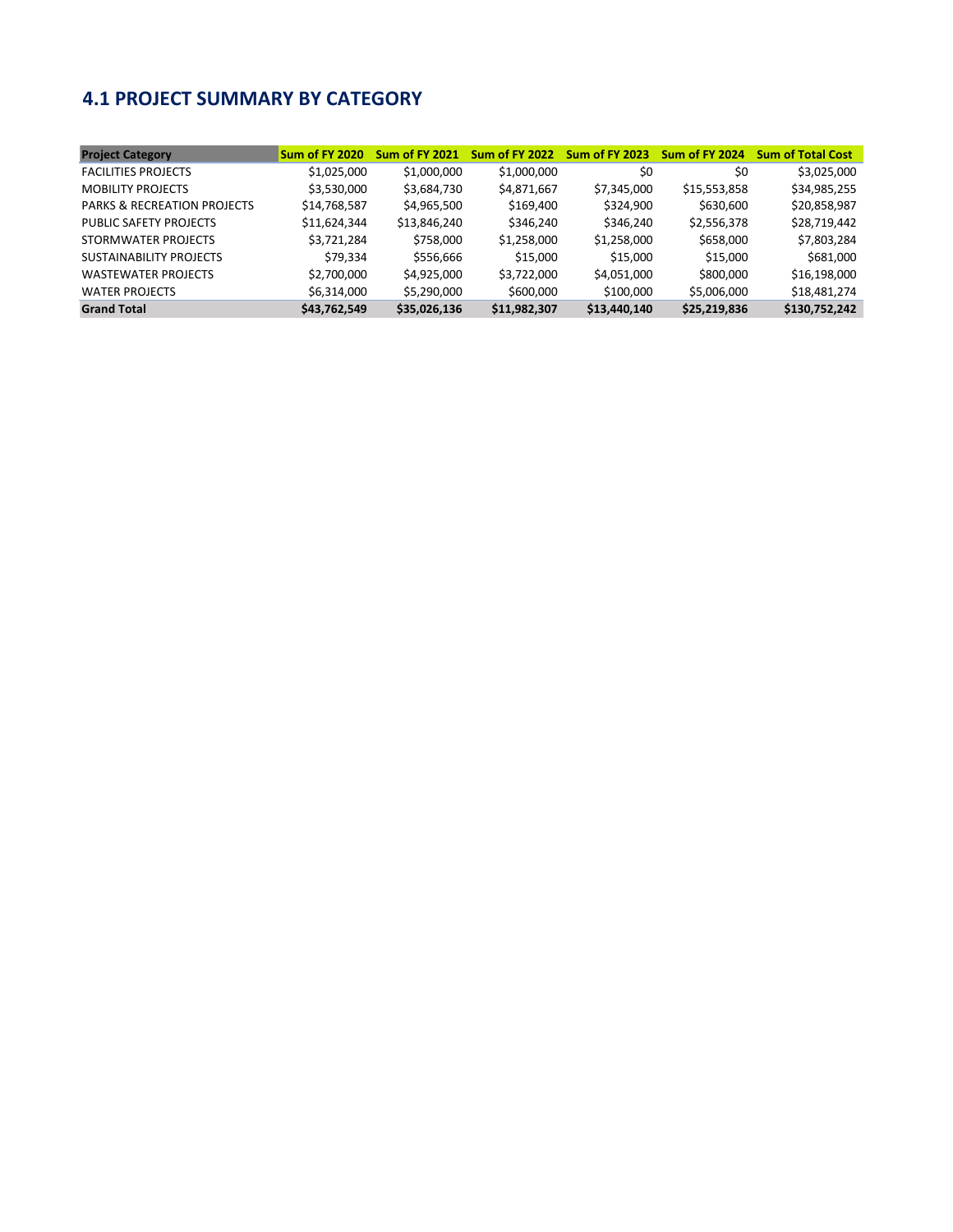## 4.1 PROJECT SUMMARY BY CATEGORY

| Project Category | Sum of FY 2020 | Sum of FY 2021 | Sum of FY 2022 | Sum of FY 2023 | Sum of FY 2024 | Sum of Total Cost |
|---|---|---|---|---|---|---|
| FACILITIES PROJECTS | $1,025,000 | $1,000,000 | $1,000,000 | $0 | $0 | $3,025,000 |
| MOBILITY PROJECTS | $3,530,000 | $3,684,730 | $4,871,667 | $7,345,000 | $15,553,858 | $34,985,255 |
| PARKS & RECREATION PROJECTS | $14,768,587 | $4,965,500 | $169,400 | $324,900 | $630,600 | $20,858,987 |
| PUBLIC SAFETY PROJECTS | $11,624,344 | $13,846,240 | $346,240 | $346,240 | $2,556,378 | $28,719,442 |
| STORMWATER PROJECTS | $3,721,284 | $758,000 | $1,258,000 | $1,258,000 | $658,000 | $7,803,284 |
| SUSTAINABILITY PROJECTS | $79,334 | $556,666 | $15,000 | $15,000 | $15,000 | $681,000 |
| WASTEWATER PROJECTS | $2,700,000 | $4,925,000 | $3,722,000 | $4,051,000 | $800,000 | $16,198,000 |
| WATER PROJECTS | $6,314,000 | $5,290,000 | $600,000 | $100,000 | $5,006,000 | $18,481,274 |
| **Grand Total** | **$43,762,549** | **$35,026,136** | **$11,982,307** | **$13,440,140** | **$25,219,836** | **$130,752,242** |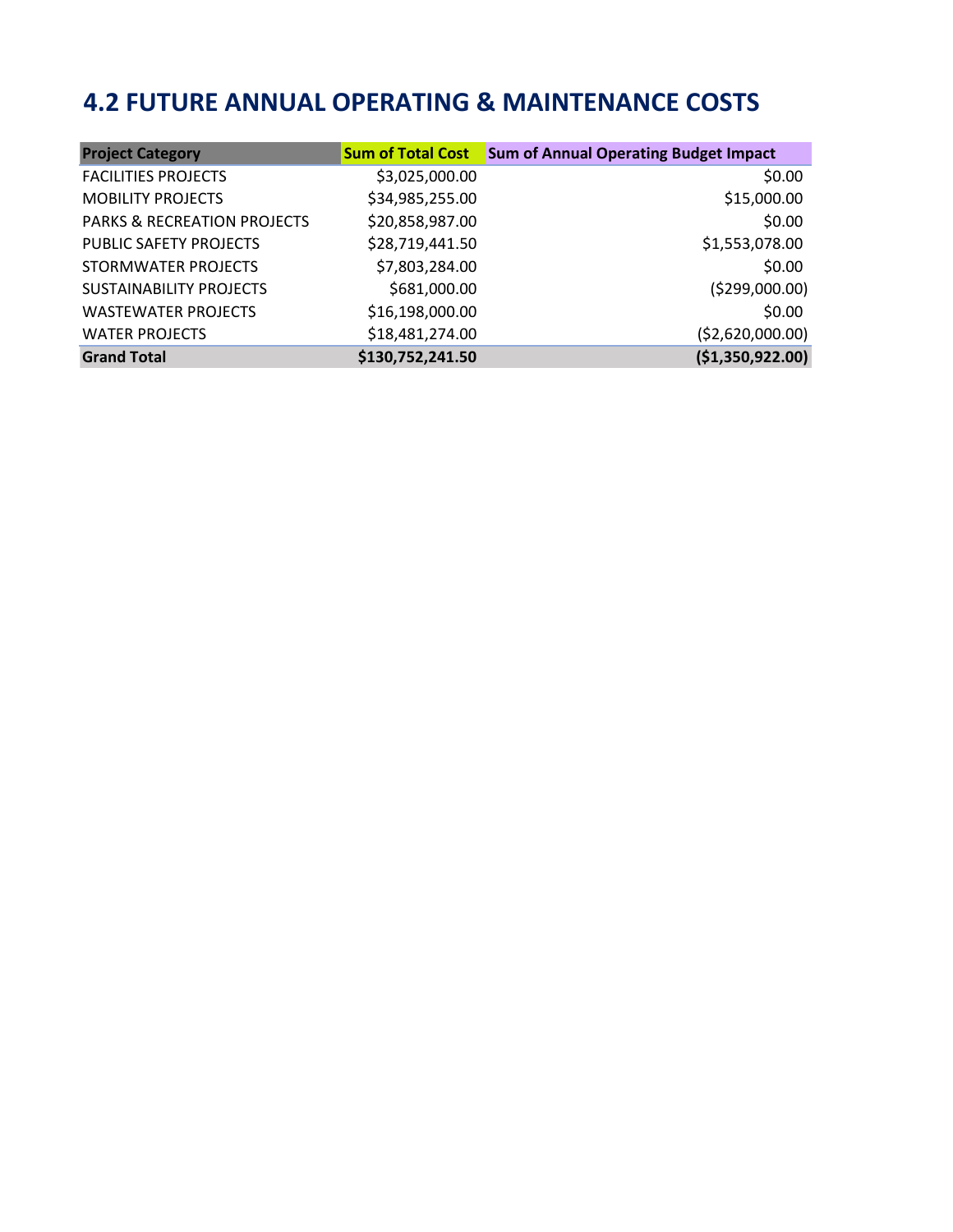## 4.2 FUTURE ANNUAL OPERATING & MAINTENANCE COSTS

| Project Category | Sum of Total Cost | Sum of Annual Operating Budget Impact |
|---|---|---|
| FACILITIES PROJECTS | $3,025,000.00 | $0.00 |
| MOBILITY PROJECTS | $34,985,255.00 | $15,000.00 |
| PARKS & RECREATION PROJECTS | $20,858,987.00 | $0.00 |
| PUBLIC SAFETY PROJECTS | $28,719,441.50 | $1,553,078.00 |
| STORMWATER PROJECTS | $7,803,284.00 | $0.00 |
| SUSTAINABILITY PROJECTS | $681,000.00 | ($299,000.00) |
| WASTEWATER PROJECTS | $16,198,000.00 | $0.00 |
| WATER PROJECTS | $18,481,274.00 | ($2,620,000.00) |
| **Grand Total** | **$130,752,241.50** | **($1,350,922.00)** |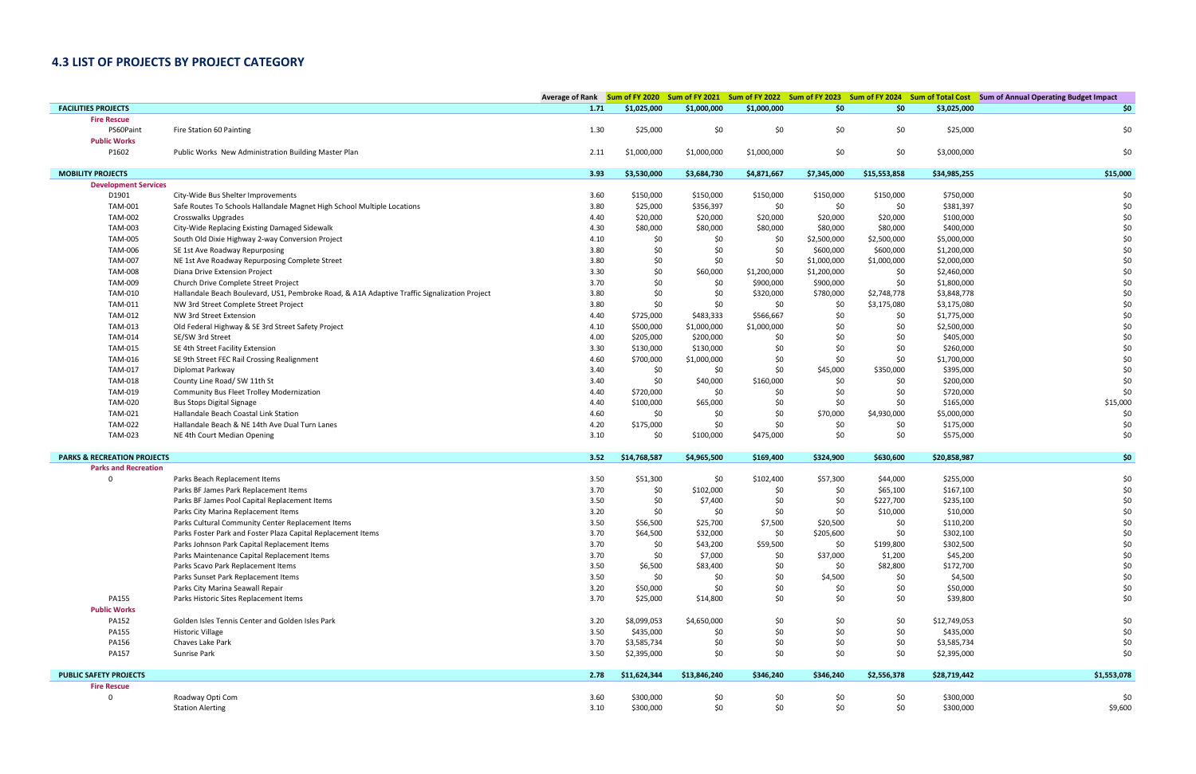## 4.3 LIST OF PROJECTS BY PROJECT CATEGORY

| | | Average of Rank | Sum of FY 2020 | Sum of FY 2021 | Sum of FY 2022 | Sum of FY 2023 | Sum of FY 2024 | Sum of Total Cost | Sum of Annual Operating Budget Impact |
|---|---|---|---|---|---|---|---|---|---|
| **FACILITIES PROJECTS** | | **1.71** | **$1,025,000** | **$1,000,000** | **$1,000,000** | **$0** | **$0** | **$3,025,000** | **$0** |
| **Fire Rescue** | | | | | | | | | |
| PS60Paint | Fire Station 60 Painting | 1.30 | $25,000 | $0 | $0 | $0 | $0 | $25,000 | $0 |
| **Public Works** | | | | | | | | | |
| P1602 | Public Works New Administration Building Master Plan | 2.11 | $1,000,000 | $1,000,000 | $1,000,000 | $0 | $0 | $3,000,000 | $0 |
| **MOBILITY PROJECTS** | | **3.93** | **$3,530,000** | **$3,684,730** | **$4,871,667** | **$7,345,000** | **$15,553,858** | **$34,985,255** | **$15,000** |
| **Development Services** | | | | | | | | | |
| D1901 | City-Wide Bus Shelter Improvements | 3.60 | $150,000 | $150,000 | $150,000 | $150,000 | $150,000 | $750,000 | $0 |
| TAM-001 | Safe Routes To Schools Hallandale Magnet High School Multiple Locations | 3.80 | $25,000 | $356,397 | $0 | $0 | $0 | $381,397 | $0 |
| TAM-002 | Crosswalks Upgrades | 4.40 | $20,000 | $20,000 | $20,000 | $20,000 | $20,000 | $100,000 | $0 |
| TAM-003 | City-Wide Replacing Existing Damaged Sidewalk | 4.30 | $80,000 | $80,000 | $80,000 | $80,000 | $80,000 | $400,000 | $0 |
| TAM-005 | South Old Dixie Highway 2-way Conversion Project | 4.10 | $0 | $0 | $0 | $2,500,000 | $2,500,000 | $5,000,000 | $0 |
| TAM-006 | SE 1st Ave Roadway Repurposing | 3.80 | $0 | $0 | $0 | $600,000 | $600,000 | $1,200,000 | $0 |
| TAM-007 | NE 1st Ave Roadway Repurposing Complete Street | 3.80 | $0 | $0 | $0 | $1,000,000 | $1,000,000 | $2,000,000 | $0 |
| TAM-008 | Diana Drive Extension Project | 3.30 | $0 | $60,000 | $1,200,000 | $1,200,000 | $0 | $2,460,000 | $0 |
| TAM-009 | Church Drive Complete Street Project | 3.70 | $0 | $0 | $900,000 | $900,000 | $0 | $1,800,000 | $0 |
| TAM-010 | Hallandale Beach Boulevard, US1, Pembroke Road, & A1A Adaptive Traffic Signalization Project | 3.80 | $0 | $0 | $320,000 | $780,000 | $2,748,778 | $3,848,778 | $0 |
| TAM-011 | NW 3rd Street Complete Street Project | 3.80 | $0 | $0 | $0 | $0 | $3,175,080 | $3,175,080 | $0 |
| TAM-012 | NW 3rd Street Extension | 4.40 | $725,000 | $483,333 | $566,667 | $0 | $0 | $1,775,000 | $0 |
| TAM-013 | Old Federal Highway & SE 3rd Street Safety Project | 4.10 | $500,000 | $1,000,000 | $1,000,000 | $0 | $0 | $2,500,000 | $0 |
| TAM-014 | SE/SW 3rd Street | 4.00 | $205,000 | $200,000 | $0 | $0 | $0 | $405,000 | $0 |
| TAM-015 | SE 4th Street Facility Extension | 3.30 | $130,000 | $130,000 | $0 | $0 | $0 | $260,000 | $0 |
| TAM-016 | SE 9th Street FEC Rail Crossing Realignment | 4.60 | $700,000 | $1,000,000 | $0 | $0 | $0 | $1,700,000 | $0 |
| TAM-017 | Diplomat Parkway | 3.40 | $0 | $0 | $0 | $45,000 | $350,000 | $395,000 | $0 |
| TAM-018 | County Line Road/ SW 11th St | 3.40 | $0 | $40,000 | $160,000 | $0 | $0 | $200,000 | $0 |
| TAM-019 | Community Bus Fleet Trolley Modernization | 4.40 | $720,000 | $0 | $0 | $0 | $0 | $720,000 | $0 |
| TAM-020 | Bus Stops Digital Signage | 4.40 | $100,000 | $65,000 | $0 | $0 | $0 | $165,000 | $15,000 |
| TAM-021 | Hallandale Beach Coastal Link Station | 4.60 | $0 | $0 | $0 | $70,000 | $4,930,000 | $5,000,000 | $0 |
| TAM-022 | Hallandale Beach & NE 14th Ave Dual Turn Lanes | 4.20 | $175,000 | $0 | $0 | $0 | $0 | $175,000 | $0 |
| TAM-023 | NE 4th Court Median Opening | 3.10 | $0 | $100,000 | $475,000 | $0 | $0 | $575,000 | $0 |
| **PARKS & RECREATION PROJECTS** | | **3.52** | **$14,768,587** | **$4,965,500** | **$169,400** | **$324,900** | **$630,600** | **$20,858,987** | **$0** |
| **Parks and Recreation** | | | | | | | | | |
| 0 | Parks Beach Replacement Items | 3.50 | $51,300 | $0 | $102,400 | $57,300 | $44,000 | $255,000 | $0 |
| | Parks BF James Park Replacement Items | 3.70 | $0 | $102,000 | $0 | $0 | $65,100 | $167,100 | $0 |
| | Parks BF James Pool Capital Replacement Items | 3.50 | $0 | $7,400 | $0 | $0 | $227,700 | $235,100 | $0 |
| | Parks City Marina Replacement Items | 3.20 | $0 | $0 | $0 | $0 | $10,000 | $10,000 | $0 |
| | Parks Cultural Community Center Replacement Items | 3.50 | $56,500 | $25,700 | $7,500 | $20,500 | $0 | $110,200 | $0 |
| | Parks Foster Park and Foster Plaza Capital Replacement Items | 3.70 | $64,500 | $32,000 | $0 | $205,600 | $0 | $302,100 | $0 |
| | Parks Johnson Park Capital Replacement Items | 3.70 | $0 | $43,200 | $59,500 | $0 | $199,800 | $302,500 | $0 |
| | Parks Maintenance Capital Replacement Items | 3.70 | $0 | $7,000 | $0 | $37,000 | $1,200 | $45,200 | $0 |
| | Parks Scavo Park Replacement Items | 3.50 | $6,500 | $83,400 | $0 | $0 | $82,800 | $172,700 | $0 |
| | Parks Sunset Park Replacement Items | 3.50 | $0 | $0 | $0 | $4,500 | $0 | $4,500 | $0 |
| | Parks City Marina Seawall Repair | 3.20 | $50,000 | $0 | $0 | $0 | $0 | $50,000 | $0 |
| PA155 | Parks Historic Sites Replacement Items | 3.70 | $25,000 | $14,800 | $0 | $0 | $0 | $39,800 | $0 |
| **Public Works** | | | | | | | | | |
| PA152 | Golden Isles Tennis Center and Golden Isles Park | 3.20 | $8,099,053 | $4,650,000 | $0 | $0 | $0 | $12,749,053 | $0 |
| PA155 | Historic Village | 3.50 | $435,000 | $0 | $0 | $0 | $0 | $435,000 | $0 |
| PA156 | Chaves Lake Park | 3.70 | $3,585,734 | $0 | $0 | $0 | $0 | $3,585,734 | $0 |
| PA157 | Sunrise Park | 3.50 | $2,395,000 | $0 | $0 | $0 | $0 | $2,395,000 | $0 |
| **PUBLIC SAFETY PROJECTS** | | **2.78** | **$11,624,344** | **$13,846,240** | **$346,240** | **$346,240** | **$2,556,378** | **$28,719,442** | **$1,553,078** |
| **Fire Rescue** | | | | | | | | | |
| 0 | Roadway Opti Com | 3.60 | $300,000 | $0 | $0 | $0 | $0 | $300,000 | $0 |
| | Station Alerting | 3.10 | $300,000 | $0 | $0 | $0 | $0 | $300,000 | $9,600 |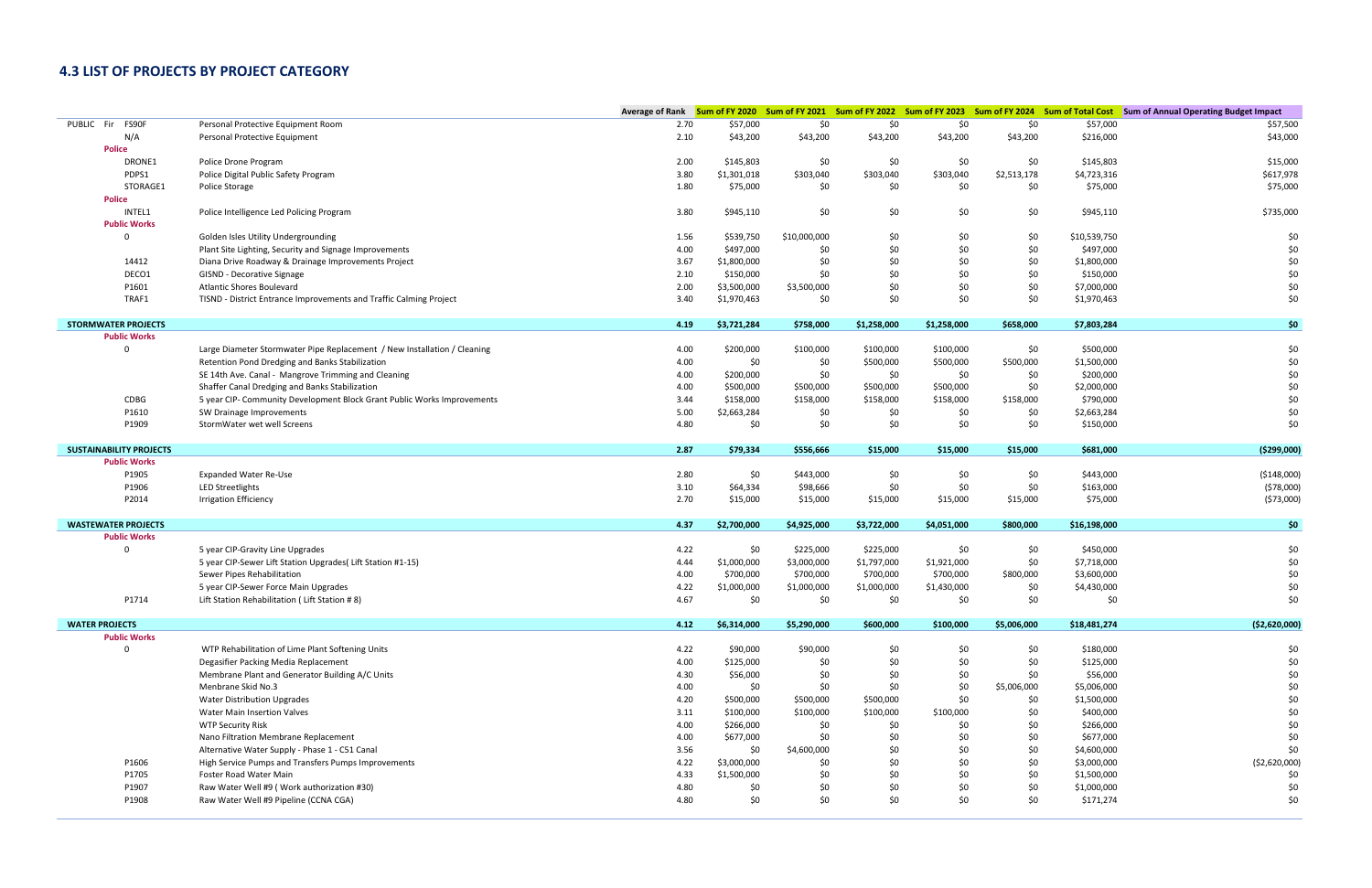## 4.3 LIST OF PROJECTS BY PROJECT CATEGORY

| | | Average of Rank | Sum of FY 2020 | Sum of FY 2021 | Sum of FY 2022 | Sum of FY 2023 | Sum of FY 2024 | Sum of Total Cost | Sum of Annual Operating Budget Impact |
|---|---|---|---|---|---|---|---|---|---|
| PUBLIC Fir FS90F | Personal Protective Equipment Room | 2.70 | $57,000 | $0 | $0 | $0 | $0 | $57,000 | $57,500 |
| N/A | Personal Protective Equipment | 2.10 | $43,200 | $43,200 | $43,200 | $43,200 | $43,200 | $216,000 | $43,000 |
| **Police** | | | | | | | | | |
| DRONE1 | Police Drone Program | 2.00 | $145,803 | $0 | $0 | $0 | $0 | $145,803 | $15,000 |
| PDPS1 | Police Digital Public Safety Program | 3.80 | $1,301,018 | $303,040 | $303,040 | $303,040 | $2,513,178 | $4,723,316 | $617,978 |
| STORAGE1 | Police Storage | 1.80 | $75,000 | $0 | $0 | $0 | $0 | $75,000 | $75,000 |
| **Police** | | | | | | | | | |
| INTEL1 | Police Intelligence Led Policing Program | 3.80 | $945,110 | $0 | $0 | $0 | $0 | $945,110 | $735,000 |
| **Public Works** | | | | | | | | | |
| 0 | Golden Isles Utility Undergrounding | 1.56 | $539,750 | $10,000,000 | $0 | $0 | $0 | $10,539,750 | $0 |
| | Plant Site Lighting, Security and Signage Improvements | 4.00 | $497,000 | $0 | $0 | $0 | $0 | $497,000 | $0 |
| 14412 | Diana Drive Roadway & Drainage Improvements Project | 3.67 | $1,800,000 | $0 | $0 | $0 | $0 | $1,800,000 | $0 |
| DECO1 | GISND - Decorative Signage | 2.10 | $150,000 | $0 | $0 | $0 | $0 | $150,000 | $0 |
| P1601 | Atlantic Shores Boulevard | 2.00 | $3,500,000 | $3,500,000 | $0 | $0 | $0 | $7,000,000 | $0 |
| TRAF1 | TISND - District Entrance Improvements and Traffic Calming Project | 3.40 | $1,970,463 | $0 | $0 | $0 | $0 | $1,970,463 | $0 |
| **STORMWATER PROJECTS** | | **4.19** | **$3,721,284** | **$758,000** | **$1,258,000** | **$1,258,000** | **$658,000** | **$7,803,284** | **$0** |
| **Public Works** | | | | | | | | | |
| 0 | Large Diameter Stormwater Pipe Replacement / New Installation / Cleaning | 4.00 | $200,000 | $100,000 | $100,000 | $100,000 | $0 | $500,000 | $0 |
| | Retention Pond Dredging and Banks Stabilization | 4.00 | $0 | $0 | $500,000 | $500,000 | $500,000 | $1,500,000 | $0 |
| | SE 14th Ave. Canal - Mangrove Trimming and Cleaning | 4.00 | $200,000 | $0 | $0 | $0 | $0 | $200,000 | $0 |
| | Shaffer Canal Dredging and Banks Stabilization | 4.00 | $500,000 | $500,000 | $500,000 | $500,000 | $0 | $2,000,000 | $0 |
| CDBG | 5 year CIP- Community Development Block Grant Public Works Improvements | 3.44 | $158,000 | $158,000 | $158,000 | $158,000 | $158,000 | $790,000 | $0 |
| P1610 | SW Drainage Improvements | 5.00 | $2,663,284 | $0 | $0 | $0 | $0 | $2,663,284 | $0 |
| P1909 | StormWater wet well Screens | 4.80 | $0 | $0 | $0 | $0 | $0 | $150,000 | $0 |
| **SUSTAINABILITY PROJECTS** | | **2.87** | **$79,334** | **$556,666** | **$15,000** | **$15,000** | **$15,000** | **$681,000** | **($299,000)** |
| **Public Works** | | | | | | | | | |
| P1905 | Expanded Water Re-Use | 2.80 | $0 | $443,000 | $0 | $0 | $0 | $443,000 | ($148,000) |
| P1906 | LED Streetlights | 3.10 | $64,334 | $98,666 | $0 | $0 | $0 | $163,000 | ($78,000) |
| P2014 | Irrigation Efficiency | 2.70 | $15,000 | $15,000 | $15,000 | $15,000 | $15,000 | $75,000 | ($73,000) |
| **WASTEWATER PROJECTS** | | **4.37** | **$2,700,000** | **$4,925,000** | **$3,722,000** | **$4,051,000** | **$800,000** | **$16,198,000** | **$0** |
| **Public Works** | | | | | | | | | |
| 0 | 5 year CIP-Gravity Line Upgrades | 4.22 | $0 | $225,000 | $225,000 | $0 | $0 | $450,000 | $0 |
| | 5 year CIP-Sewer Lift Station Upgrades( Lift Station #1-15) | 4.44 | $1,000,000 | $3,000,000 | $1,797,000 | $1,921,000 | $0 | $7,718,000 | $0 |
| | Sewer Pipes Rehabilitation | 4.00 | $700,000 | $700,000 | $700,000 | $700,000 | $800,000 | $3,600,000 | $0 |
| | 5 year CIP-Sewer Force Main Upgrades | 4.22 | $1,000,000 | $1,000,000 | $1,000,000 | $1,430,000 | $0 | $4,430,000 | $0 |
| P1714 | Lift Station Rehabilitation ( Lift Station # 8) | 4.67 | $0 | $0 | $0 | $0 | $0 | $0 | $0 |
| **WATER PROJECTS** | | **4.12** | **$6,314,000** | **$5,290,000** | **$600,000** | **$100,000** | **$5,006,000** | **$18,481,274** | **($2,620,000)** |
| **Public Works** | | | | | | | | | |
| 0 | WTP Rehabilitation of Lime Plant Softening Units | 4.22 | $90,000 | $90,000 | $0 | $0 | $0 | $180,000 | $0 |
| | Degasifier Packing Media Replacement | 4.00 | $125,000 | $0 | $0 | $0 | $0 | $125,000 | $0 |
| | Membrane Plant and Generator Building A/C Units | 4.30 | $56,000 | $0 | $0 | $0 | $0 | $56,000 | $0 |
| | Menbrane Skid No.3 | 4.00 | $0 | $0 | $0 | $0 | $5,006,000 | $5,006,000 | $0 |
| | Water Distribution Upgrades | 4.20 | $500,000 | $500,000 | $500,000 | $0 | $0 | $1,500,000 | $0 |
| | Water Main Insertion Valves | 3.11 | $100,000 | $100,000 | $100,000 | $100,000 | $0 | $400,000 | $0 |
| | WTP Security Risk | 4.00 | $266,000 | $0 | $0 | $0 | $0 | $266,000 | $0 |
| | Nano Filtration Membrane Replacement | 4.00 | $677,000 | $0 | $0 | $0 | $0 | $677,000 | $0 |
| | Alternative Water Supply - Phase 1 - C51 Canal | 3.56 | $0 | $4,600,000 | $0 | $0 | $0 | $4,600,000 | $0 |
| P1606 | High Service Pumps and Transfers Pumps Improvements | 4.22 | $3,000,000 | $0 | $0 | $0 | $0 | $3,000,000 | ($2,620,000) |
| P1705 | Foster Road Water Main | 4.33 | $1,500,000 | $0 | $0 | $0 | $0 | $1,500,000 | $0 |
| P1907 | Raw Water Well #9 ( Work authorization #30) | 4.80 | $0 | $0 | $0 | $0 | $0 | $1,000,000 | $0 |
| P1908 | Raw Water Well #9 Pipeline (CCNA CGA) | 4.80 | $0 | $0 | $0 | $0 | $0 | $171,274 | $0 |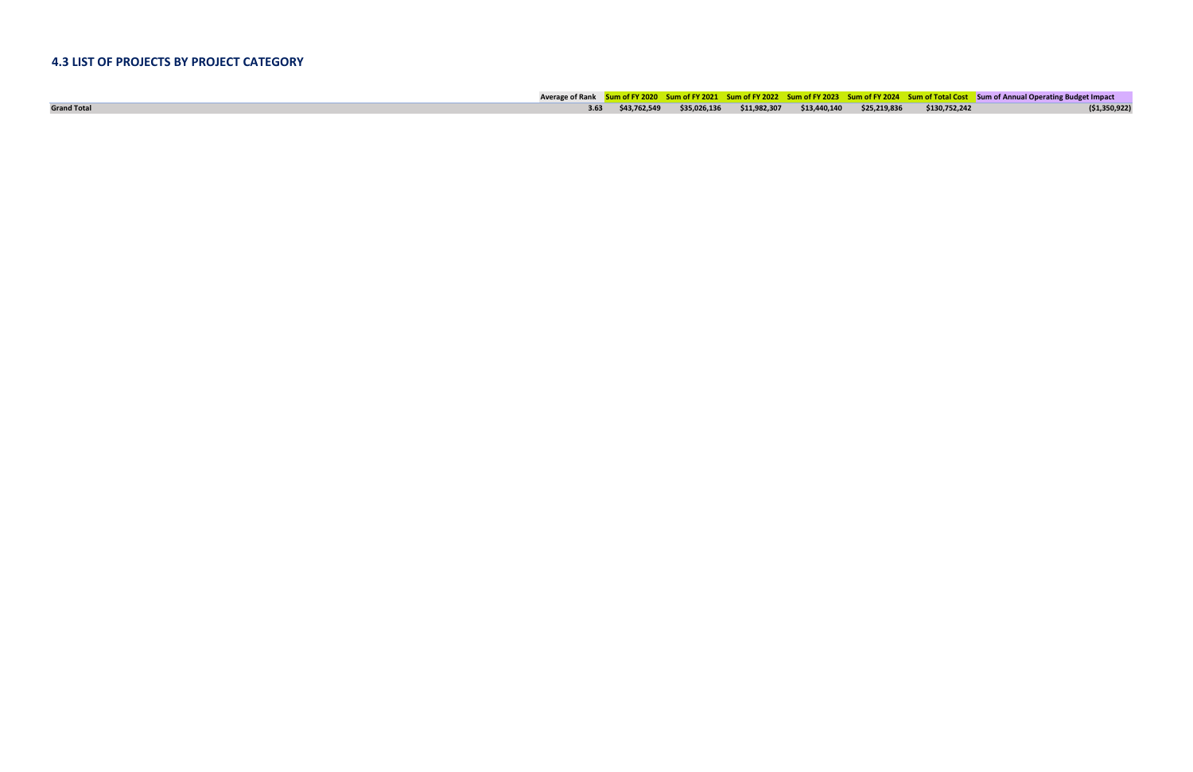## 4.3 LIST OF PROJECTS BY PROJECT CATEGORY

| | Average of Rank | Sum of FY 2020 | Sum of FY 2021 | Sum of FY 2022 | Sum of FY 2023 | Sum of FY 2024 | Sum of Total Cost | Sum of Annual Operating Budget Impact |
|---|---|---|---|---|---|---|---|---|
| **Grand Total** | **3.63** | **$43,762,549** | **$35,026,136** | **$11,982,307** | **$13,440,140** | **$25,219,836** | **$130,752,242** | **($1,350,922)** |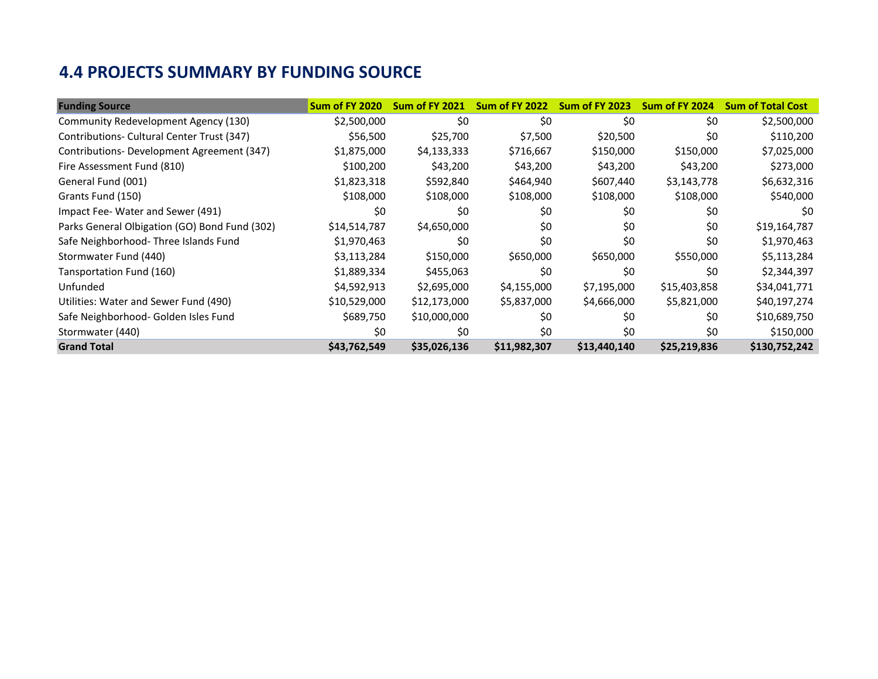## 4.4 PROJECTS SUMMARY BY FUNDING SOURCE

| Funding Source | Sum of FY 2020 | Sum of FY 2021 | Sum of FY 2022 | Sum of FY 2023 | Sum of FY 2024 | Sum of Total Cost |
|---|---|---|---|---|---|---|
| Community Redevelopment Agency (130) | $2,500,000 | $0 | $0 | $0 | $0 | $2,500,000 |
| Contributions- Cultural Center Trust (347) | $56,500 | $25,700 | $7,500 | $20,500 | $0 | $110,200 |
| Contributions- Development Agreement (347) | $1,875,000 | $4,133,333 | $716,667 | $150,000 | $150,000 | $7,025,000 |
| Fire Assessment Fund (810) | $100,200 | $43,200 | $43,200 | $43,200 | $43,200 | $273,000 |
| General Fund (001) | $1,823,318 | $592,840 | $464,940 | $607,440 | $3,143,778 | $6,632,316 |
| Grants Fund (150) | $108,000 | $108,000 | $108,000 | $108,000 | $108,000 | $540,000 |
| Impact Fee- Water and Sewer (491) | $0 | $0 | $0 | $0 | $0 | $0 |
| Parks General Olbigation (GO) Bond Fund (302) | $14,514,787 | $4,650,000 | $0 | $0 | $0 | $19,164,787 |
| Safe Neighborhood- Three Islands Fund | $1,970,463 | $0 | $0 | $0 | $0 | $1,970,463 |
| Stormwater Fund (440) | $3,113,284 | $150,000 | $650,000 | $650,000 | $550,000 | $5,113,284 |
| Tansportation Fund (160) | $1,889,334 | $455,063 | $0 | $0 | $0 | $2,344,397 |
| Unfunded | $4,592,913 | $2,695,000 | $4,155,000 | $7,195,000 | $15,403,858 | $34,041,771 |
| Utilities: Water and Sewer Fund (490) | $10,529,000 | $12,173,000 | $5,837,000 | $4,666,000 | $5,821,000 | $40,197,274 |
| Safe Neighborhood- Golden Isles Fund | $689,750 | $10,000,000 | $0 | $0 | $0 | $10,689,750 |
| Stormwater (440) | $0 | $0 | $0 | $0 | $0 | $150,000 |
| **Grand Total** | **$43,762,549** | **$35,026,136** | **$11,982,307** | **$13,440,140** | **$25,219,836** | **$130,752,242** |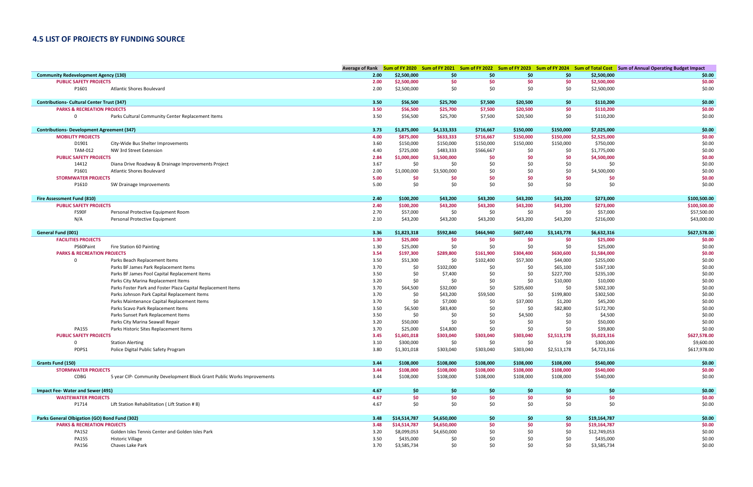## 4.5 LIST OF PROJECTS BY FUNDING SOURCE

| | | Average of Rank | Sum of FY 2020 | Sum of FY 2021 | Sum of FY 2022 | Sum of FY 2023 | Sum of FY 2024 | Sum of Total Cost | Sum of Annual Operating Budget Impact |
|---|---|---|---|---|---|---|---|---|---|
| **Community Redevelopment Agency (130)** | | **2.00** | **$2,500,000** | **$0** | **$0** | **$0** | **$0** | **$2,500,000** | **$0.00** |
| **PUBLIC SAFETY PROJECTS** | | **2.00** | **$2,500,000** | **$0** | **$0** | **$0** | **$0** | **$2,500,000** | **$0.00** |
| P1601 | Atlantic Shores Boulevard | 2.00 | $2,500,000 | $0 | $0 | $0 | $0 | $2,500,000 | $0.00 |
| **Contributions- Cultural Center Trust (347)** | | **3.50** | **$56,500** | **$25,700** | **$7,500** | **$20,500** | **$0** | **$110,200** | **$0.00** |
| **PARKS & RECREATION PROJECTS** | | **3.50** | **$56,500** | **$25,700** | **$7,500** | **$20,500** | **$0** | **$110,200** | **$0.00** |
| 0 | Parks Cultural Community Center Replacement Items | 3.50 | $56,500 | $25,700 | $7,500 | $20,500 | $0 | $110,200 | $0.00 |
| **Contributions- Development Agreement (347)** | | **3.73** | **$1,875,000** | **$4,133,333** | **$716,667** | **$150,000** | **$150,000** | **$7,025,000** | **$0.00** |
| **MOBILITY PROJECTS** | | **4.00** | **$875,000** | **$633,333** | **$716,667** | **$150,000** | **$150,000** | **$2,525,000** | **$0.00** |
| D1901 | City-Wide Bus Shelter Improvements | 3.60 | $150,000 | $150,000 | $150,000 | $150,000 | $150,000 | $750,000 | $0.00 |
| TAM-012 | NW 3rd Street Extension | 4.40 | $725,000 | $483,333 | $566,667 | $0 | $0 | $1,775,000 | $0.00 |
| **PUBLIC SAFETY PROJECTS** | | **2.84** | **$1,000,000** | **$3,500,000** | **$0** | **$0** | **$0** | **$4,500,000** | **$0.00** |
| 14412 | Diana Drive Roadway & Drainage Improvements Project | 3.67 | $0 | $0 | $0 | $0 | $0 | $0 | $0.00 |
| P1601 | Atlantic Shores Boulevard | 2.00 | $1,000,000 | $3,500,000 | $0 | $0 | $0 | $4,500,000 | $0.00 |
| **STORMWATER PROJECTS** | | **5.00** | **$0** | **$0** | **$0** | **$0** | **$0** | **$0** | **$0.00** |
| P1610 | SW Drainage Improvements | 5.00 | $0 | $0 | $0 | $0 | $0 | $0 | $0.00 |
| **Fire Assessment Fund (810)** | | **2.40** | **$100,200** | **$43,200** | **$43,200** | **$43,200** | **$43,200** | **$273,000** | **$100,500.00** |
| **PUBLIC SAFETY PROJECTS** | | **2.40** | **$100,200** | **$43,200** | **$43,200** | **$43,200** | **$43,200** | **$273,000** | **$100,500.00** |
| FS90F | Personal Protective Equipment Room | 2.70 | $57,000 | $0 | $0 | $0 | $0 | $57,000 | $57,500.00 |
| N/A | Personal Protective Equipment | 2.10 | $43,200 | $43,200 | $43,200 | $43,200 | $43,200 | $216,000 | $43,000.00 |
| **General Fund (001)** | | **3.36** | **$1,823,318** | **$592,840** | **$464,940** | **$607,440** | **$3,143,778** | **$6,632,316** | **$627,578.00** |
| **FACILITIES PROJECTS** | | **1.30** | **$25,000** | **$0** | **$0** | **$0** | **$0** | **$25,000** | **$0.00** |
| PS60Paint | Fire Station 60 Painting | 1.30 | $25,000 | $0 | $0 | $0 | $0 | $25,000 | $0.00 |
| **PARKS & RECREATION PROJECTS** | | **3.54** | **$197,300** | **$289,800** | **$161,900** | **$304,400** | **$630,600** | **$1,584,000** | **$0.00** |
| 0 | Parks Beach Replacement Items | 3.50 | $51,300 | $0 | $102,400 | $57,300 | $44,000 | $255,000 | $0.00 |
| | Parks BF James Park Replacement Items | 3.70 | $0 | $102,000 | $0 | $0 | $65,100 | $167,100 | $0.00 |
| | Parks BF James Pool Capital Replacement Items | 3.50 | $0 | $7,400 | $0 | $0 | $227,700 | $235,100 | $0.00 |
| | Parks City Marina Replacement Items | 3.20 | $0 | $0 | $0 | $0 | $10,000 | $10,000 | $0.00 |
| | Parks Foster Park and Foster Plaza Capital Replacement Items | 3.70 | $64,500 | $32,000 | $0 | $205,600 | $0 | $302,100 | $0.00 |
| | Parks Johnson Park Capital Replacement Items | 3.70 | $0 | $43,200 | $59,500 | $0 | $199,800 | $302,500 | $0.00 |
| | Parks Maintenance Capital Replacement Items | 3.70 | $0 | $7,000 | $0 | $37,000 | $1,200 | $45,200 | $0.00 |
| | Parks Scavo Park Replacement Items | 3.50 | $6,500 | $83,400 | $0 | $0 | $82,800 | $172,700 | $0.00 |
| | Parks Sunset Park Replacement Items | 3.50 | $0 | $0 | $0 | $4,500 | $0 | $4,500 | $0.00 |
| | Parks City Marina Seawall Repair | 3.20 | $50,000 | $0 | $0 | $0 | $0 | $50,000 | $0.00 |
| PA155 | Parks Historic Sites Replacement Items | 3.70 | $25,000 | $14,800 | $0 | $0 | $0 | $39,800 | $0.00 |
| **PUBLIC SAFETY PROJECTS** | | **3.45** | **$1,601,018** | **$303,040** | **$303,040** | **$303,040** | **$2,513,178** | **$5,023,316** | **$627,578.00** |
| 0 | Station Alerting | 3.10 | $300,000 | $0 | $0 | $0 | $0 | $300,000 | $9,600.00 |
| PDPS1 | Police Digital Public Safety Program | 3.80 | $1,301,018 | $303,040 | $303,040 | $303,040 | $2,513,178 | $4,723,316 | $617,978.00 |
| **Grants Fund (150)** | | **3.44** | **$108,000** | **$108,000** | **$108,000** | **$108,000** | **$108,000** | **$540,000** | **$0.00** |
| **STORMWATER PROJECTS** | | **3.44** | **$108,000** | **$108,000** | **$108,000** | **$108,000** | **$108,000** | **$540,000** | **$0.00** |
| CDBG | 5 year CIP- Community Development Block Grant Public Works Improvements | 3.44 | $108,000 | $108,000 | $108,000 | $108,000 | $108,000 | $540,000 | $0.00 |
| **Impact Fee- Water and Sewer (491)** | | **4.67** | **$0** | **$0** | **$0** | **$0** | **$0** | **$0** | **$0.00** |
| **WASTEWATER PROJECTS** | | **4.67** | **$0** | **$0** | **$0** | **$0** | **$0** | **$0** | **$0.00** |
| P1714 | Lift Station Rehabilitation ( Lift Station # 8) | 4.67 | $0 | $0 | $0 | $0 | $0 | $0 | $0.00 |
| **Parks General Olbigation (GO) Bond Fund (302)** | | **3.48** | **$14,514,787** | **$4,650,000** | **$0** | **$0** | **$0** | **$19,164,787** | **$0.00** |
| **PARKS & RECREATION PROJECTS** | | **3.48** | **$14,514,787** | **$4,650,000** | **$0** | **$0** | **$0** | **$19,164,787** | **$0.00** |
| PA152 | Golden Isles Tennis Center and Golden Isles Park | 3.20 | $8,099,053 | $4,650,000 | $0 | $0 | $0 | $12,749,053 | $0.00 |
| PA155 | Historic Village | 3.50 | $435,000 | $0 | $0 | $0 | $0 | $435,000 | $0.00 |
| PA156 | Chaves Lake Park | 3.70 | $3,585,734 | $0 | $0 | $0 | $0 | $3,585,734 | $0.00 |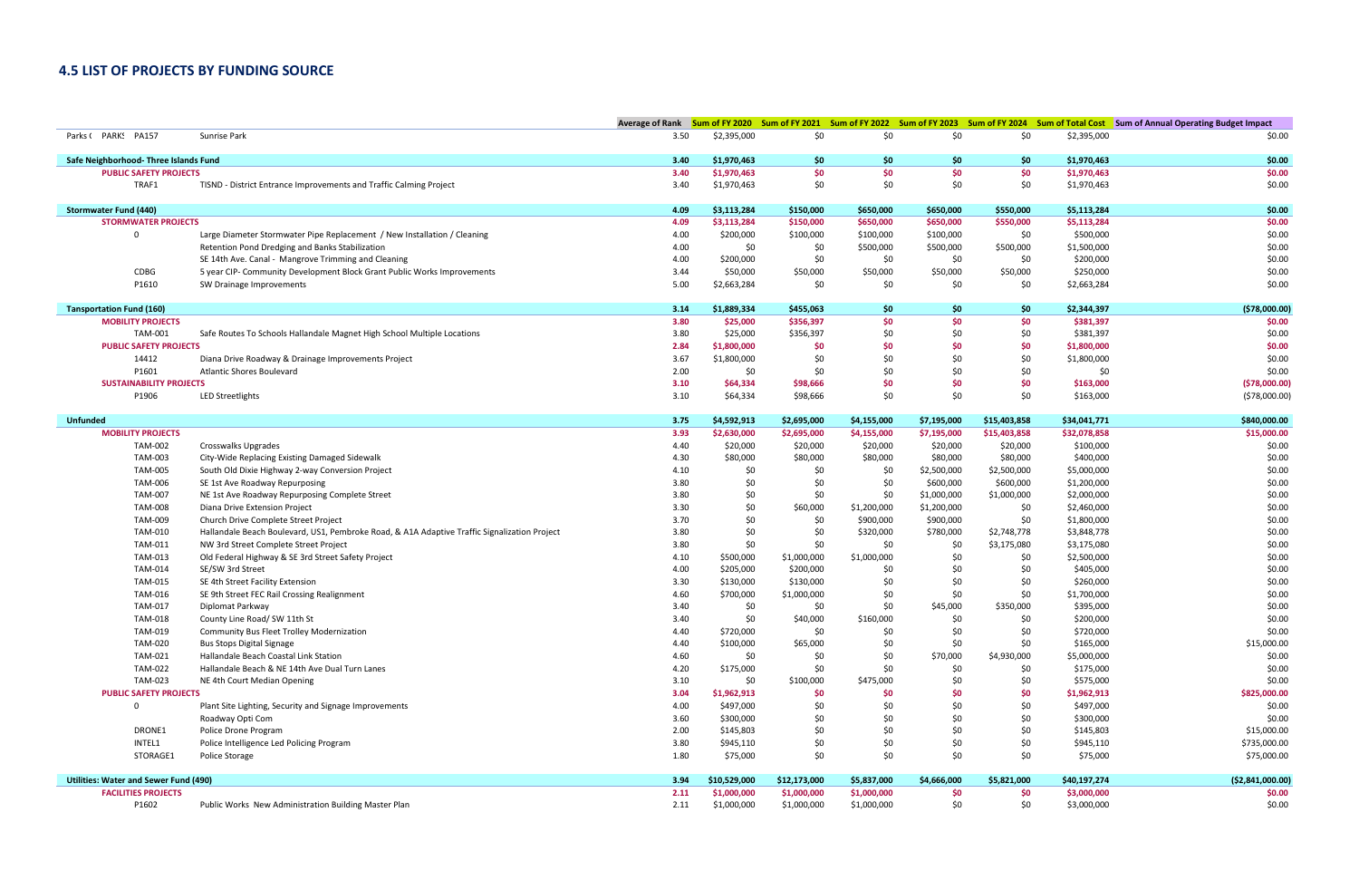## 4.5 LIST OF PROJECTS BY FUNDING SOURCE

| | | Average of Rank | Sum of FY 2020 | Sum of FY 2021 | Sum of FY 2022 | Sum of FY 2023 | Sum of FY 2024 | Sum of Total Cost | Sum of Annual Operating Budget Impact |
|---|---|---|---|---|---|---|---|---|---|
| Parks ( PARK! PA157 | Sunrise Park | 3.50 | $2,395,000 | $0 | $0 | $0 | $0 | $2,395,000 | $0.00 |
| **Safe Neighborhood- Three Islands Fund** | | **3.40** | **$1,970,463** | **$0** | **$0** | **$0** | **$0** | **$1,970,463** | **$0.00** |
| **PUBLIC SAFETY PROJECTS** | | **3.40** | **$1,970,463** | **$0** | **$0** | **$0** | **$0** | **$1,970,463** | **$0.00** |
| TRAF1 | TISND - District Entrance Improvements and Traffic Calming Project | 3.40 | $1,970,463 | $0 | $0 | $0 | $0 | $1,970,463 | $0.00 |
| **Stormwater Fund (440)** | | **4.09** | **$3,113,284** | **$150,000** | **$650,000** | **$650,000** | **$550,000** | **$5,113,284** | **$0.00** |
| **STORMWATER PROJECTS** | | **4.09** | **$3,113,284** | **$150,000** | **$650,000** | **$650,000** | **$550,000** | **$5,113,284** | **$0.00** |
| 0 | Large Diameter Stormwater Pipe Replacement / New Installation / Cleaning | 4.00 | $200,000 | $100,000 | $100,000 | $100,000 | $0 | $500,000 | $0.00 |
| | Retention Pond Dredging and Banks Stabilization | 4.00 | $0 | $0 | $500,000 | $500,000 | $500,000 | $1,500,000 | $0.00 |
| | SE 14th Ave. Canal - Mangrove Trimming and Cleaning | 4.00 | $200,000 | $0 | $0 | $0 | $0 | $200,000 | $0.00 |
| CDBG | 5 year CIP- Community Development Block Grant Public Works Improvements | 3.44 | $50,000 | $50,000 | $50,000 | $50,000 | $50,000 | $250,000 | $0.00 |
| P1610 | SW Drainage Improvements | 5.00 | $2,663,284 | $0 | $0 | $0 | $0 | $2,663,284 | $0.00 |
| **Tansportation Fund (160)** | | **3.14** | **$1,889,334** | **$455,063** | **$0** | **$0** | **$0** | **$2,344,397** | **($78,000.00)** |
| **MOBILITY PROJECTS** | | **3.80** | **$25,000** | **$356,397** | **$0** | **$0** | **$0** | **$381,397** | **$0.00** |
| TAM-001 | Safe Routes To Schools Hallandale Magnet High School Multiple Locations | 3.80 | $25,000 | $356,397 | $0 | $0 | $0 | $381,397 | $0.00 |
| **PUBLIC SAFETY PROJECTS** | | **2.84** | **$1,800,000** | **$0** | **$0** | **$0** | **$0** | **$1,800,000** | **$0.00** |
| 14412 | Diana Drive Roadway & Drainage Improvements Project | 3.67 | $1,800,000 | $0 | $0 | $0 | $0 | $1,800,000 | $0.00 |
| P1601 | Atlantic Shores Boulevard | 2.00 | $0 | $0 | $0 | $0 | $0 | $0 | $0.00 |
| **SUSTAINABILITY PROJECTS** | | **3.10** | **$64,334** | **$98,666** | **$0** | **$0** | **$0** | **$163,000** | **($78,000.00)** |
| P1906 | LED Streetlights | 3.10 | $64,334 | $98,666 | $0 | $0 | $0 | $163,000 | ($78,000.00) |
| **Unfunded** | | **3.75** | **$4,592,913** | **$2,695,000** | **$4,155,000** | **$7,195,000** | **$15,403,858** | **$34,041,771** | **$840,000.00** |
| **MOBILITY PROJECTS** | | **3.93** | **$2,630,000** | **$2,695,000** | **$4,155,000** | **$7,195,000** | **$15,403,858** | **$32,078,858** | **$15,000.00** |
| TAM-002 | Crosswalks Upgrades | 4.40 | $20,000 | $20,000 | $20,000 | $20,000 | $20,000 | $100,000 | $0.00 |
| TAM-003 | City-Wide Replacing Existing Damaged Sidewalk | 4.30 | $80,000 | $80,000 | $80,000 | $80,000 | $80,000 | $400,000 | $0.00 |
| TAM-005 | South Old Dixie Highway 2-way Conversion Project | 4.10 | $0 | $0 | $0 | $2,500,000 | $2,500,000 | $5,000,000 | $0.00 |
| TAM-006 | SE 1st Ave Roadway Repurposing | 3.80 | $0 | $0 | $0 | $600,000 | $600,000 | $1,200,000 | $0.00 |
| TAM-007 | NE 1st Ave Roadway Repurposing Complete Street | 3.80 | $0 | $0 | $0 | $1,000,000 | $1,000,000 | $2,000,000 | $0.00 |
| TAM-008 | Diana Drive Extension Project | 3.30 | $0 | $60,000 | $1,200,000 | $1,200,000 | $0 | $2,460,000 | $0.00 |
| TAM-009 | Church Drive Complete Street Project | 3.70 | $0 | $0 | $900,000 | $900,000 | $0 | $1,800,000 | $0.00 |
| TAM-010 | Hallandale Beach Boulevard, US1, Pembroke Road, & A1A Adaptive Traffic Signalization Project | 3.80 | $0 | $0 | $320,000 | $780,000 | $2,748,778 | $3,848,778 | $0.00 |
| TAM-011 | NW 3rd Street Complete Street Project | 3.80 | $0 | $0 | $0 | $0 | $3,175,080 | $3,175,080 | $0.00 |
| TAM-013 | Old Federal Highway & SE 3rd Street Safety Project | 4.10 | $500,000 | $1,000,000 | $1,000,000 | $0 | $0 | $2,500,000 | $0.00 |
| TAM-014 | SE/SW 3rd Street | 4.00 | $205,000 | $200,000 | $0 | $0 | $0 | $405,000 | $0.00 |
| TAM-015 | SE 4th Street Facility Extension | 3.30 | $130,000 | $130,000 | $0 | $0 | $0 | $260,000 | $0.00 |
| TAM-016 | SE 9th Street FEC Rail Crossing Realignment | 4.60 | $700,000 | $1,000,000 | $0 | $0 | $0 | $1,700,000 | $0.00 |
| TAM-017 | Diplomat Parkway | 3.40 | $0 | $0 | $0 | $45,000 | $350,000 | $395,000 | $0.00 |
| TAM-018 | County Line Road/ SW 11th St | 3.40 | $0 | $40,000 | $160,000 | $0 | $0 | $200,000 | $0.00 |
| TAM-019 | Community Bus Fleet Trolley Modernization | 4.40 | $720,000 | $0 | $0 | $0 | $0 | $720,000 | $0.00 |
| TAM-020 | Bus Stops Digital Signage | 4.40 | $100,000 | $65,000 | $0 | $0 | $0 | $165,000 | $15,000.00 |
| TAM-021 | Hallandale Beach Coastal Link Station | 4.60 | $0 | $0 | $0 | $70,000 | $4,930,000 | $5,000,000 | $0.00 |
| TAM-022 | Hallandale Beach & NE 14th Ave Dual Turn Lanes | 4.20 | $175,000 | $0 | $0 | $0 | $0 | $175,000 | $0.00 |
| TAM-023 | NE 4th Court Median Opening | 3.10 | $0 | $100,000 | $475,000 | $0 | $0 | $575,000 | $0.00 |
| **PUBLIC SAFETY PROJECTS** | | **3.04** | **$1,962,913** | **$0** | **$0** | **$0** | **$0** | **$1,962,913** | **$825,000.00** |
| 0 | Plant Site Lighting, Security and Signage Improvements | 4.00 | $497,000 | $0 | $0 | $0 | $0 | $497,000 | $0.00 |
| | Roadway Opti Com | 3.60 | $300,000 | $0 | $0 | $0 | $0 | $300,000 | $0.00 |
| DRONE1 | Police Drone Program | 2.00 | $145,803 | $0 | $0 | $0 | $0 | $145,803 | $15,000.00 |
| INTEL1 | Police Intelligence Led Policing Program | 3.80 | $945,110 | $0 | $0 | $0 | $0 | $945,110 | $735,000.00 |
| STORAGE1 | Police Storage | 1.80 | $75,000 | $0 | $0 | $0 | $0 | $75,000 | $75,000.00 |
| **Utilities: Water and Sewer Fund (490)** | | **3.94** | **$10,529,000** | **$12,173,000** | **$5,837,000** | **$4,666,000** | **$5,821,000** | **$40,197,274** | **($2,841,000.00)** |
| **FACILITIES PROJECTS** | | **2.11** | **$1,000,000** | **$1,000,000** | **$1,000,000** | **$0** | **$0** | **$3,000,000** | **$0.00** |
| P1602 | Public Works New Administration Building Master Plan | 2.11 | $1,000,000 | $1,000,000 | $1,000,000 | $0 | $0 | $3,000,000 | $0.00 |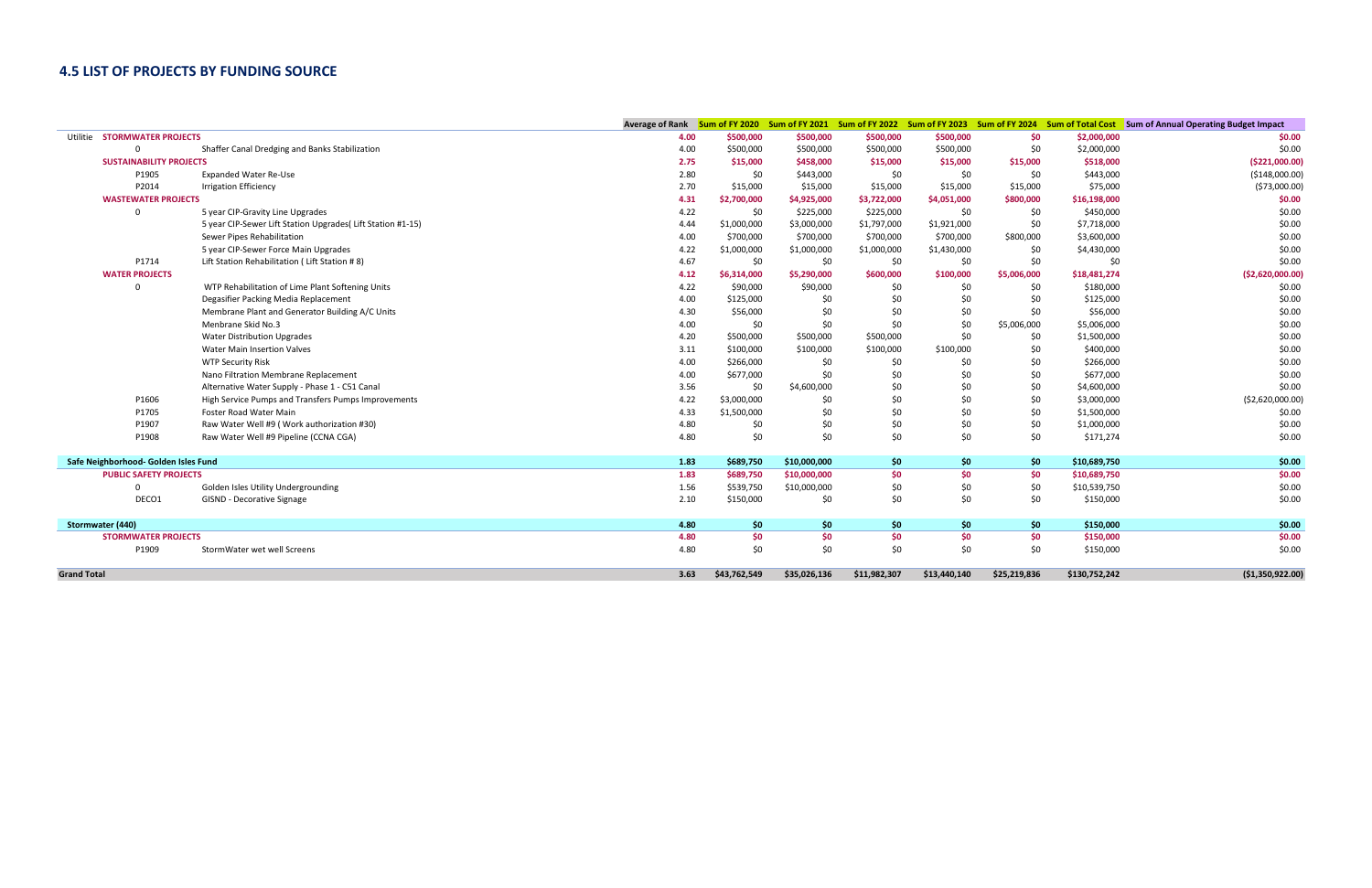## 4.5 LIST OF PROJECTS BY FUNDING SOURCE

| | | | Average of Rank | Sum of FY 2020 | Sum of FY 2021 | Sum of FY 2022 | Sum of FY 2023 | Sum of FY 2024 | Sum of Total Cost | Sum of Annual Operating Budget Impact |
|---|---|---|---|---|---|---|---|---|---|---|
| Utilitie | **STORMWATER PROJECTS** | | **4.00** | **$500,000** | **$500,000** | **$500,000** | **$500,000** | **$0** | **$2,000,000** | **$0.00** |
| | 0 | Shaffer Canal Dredging and Banks Stabilization | 4.00 | $500,000 | $500,000 | $500,000 | $500,000 | $0 | $2,000,000 | $0.00 |
| | **SUSTAINABILITY PROJECTS** | | **2.75** | **$15,000** | **$458,000** | **$15,000** | **$15,000** | **$15,000** | **$518,000** | **($221,000.00)** |
| | P1905 | Expanded Water Re-Use | 2.80 | $0 | $443,000 | $0 | $0 | $0 | $443,000 | ($148,000.00) |
| | P2014 | Irrigation Efficiency | 2.70 | $15,000 | $15,000 | $15,000 | $15,000 | $15,000 | $75,000 | ($73,000.00) |
| | **WASTEWATER PROJECTS** | | **4.31** | **$2,700,000** | **$4,925,000** | **$3,722,000** | **$4,051,000** | **$800,000** | **$16,198,000** | **$0.00** |
| | 0 | 5 year CIP-Gravity Line Upgrades | 4.22 | $0 | $225,000 | $225,000 | $0 | $0 | $450,000 | $0.00 |
| | | 5 year CIP-Sewer Lift Station Upgrades( Lift Station #1-15) | 4.44 | $1,000,000 | $3,000,000 | $1,797,000 | $1,921,000 | $0 | $7,718,000 | $0.00 |
| | | Sewer Pipes Rehabilitation | 4.00 | $700,000 | $700,000 | $700,000 | $700,000 | $800,000 | $3,600,000 | $0.00 |
| | | 5 year CIP-Sewer Force Main Upgrades | 4.22 | $1,000,000 | $1,000,000 | $1,000,000 | $1,430,000 | $0 | $4,430,000 | $0.00 |
| | P1714 | Lift Station Rehabilitation ( Lift Station # 8) | 4.67 | $0 | $0 | $0 | $0 | $0 | $0 | $0.00 |
| | **WATER PROJECTS** | | **4.12** | **$6,314,000** | **$5,290,000** | **$600,000** | **$100,000** | **$5,006,000** | **$18,481,274** | **($2,620,000.00)** |
| | 0 | WTP Rehabilitation of Lime Plant Softening Units | 4.22 | $90,000 | $90,000 | $0 | $0 | $0 | $180,000 | $0.00 |
| | | Degasifier Packing Media Replacement | 4.00 | $125,000 | $0 | $0 | $0 | $0 | $125,000 | $0.00 |
| | | Membrane Plant and Generator Building A/C Units | 4.30 | $56,000 | $0 | $0 | $0 | $0 | $56,000 | $0.00 |
| | | Menbrane Skid No.3 | 4.00 | $0 | $0 | $0 | $0 | $5,006,000 | $5,006,000 | $0.00 |
| | | Water Distribution Upgrades | 4.20 | $500,000 | $500,000 | $500,000 | $0 | $0 | $1,500,000 | $0.00 |
| | | Water Main Insertion Valves | 3.11 | $100,000 | $100,000 | $100,000 | $100,000 | $0 | $400,000 | $0.00 |
| | | WTP Security Risk | 4.00 | $266,000 | $0 | $0 | $0 | $0 | $266,000 | $0.00 |
| | | Nano Filtration Membrane Replacement | 4.00 | $677,000 | $0 | $0 | $0 | $0 | $677,000 | $0.00 |
| | | Alternative Water Supply - Phase 1 - C51 Canal | 3.56 | $0 | $4,600,000 | $0 | $0 | $0 | $4,600,000 | $0.00 |
| | P1606 | High Service Pumps and Transfers Pumps Improvements | 4.22 | $3,000,000 | $0 | $0 | $0 | $0 | $3,000,000 | ($2,620,000.00) |
| | P1705 | Foster Road Water Main | 4.33 | $1,500,000 | $0 | $0 | $0 | $0 | $1,500,000 | $0.00 |
| | P1907 | Raw Water Well #9 ( Work authorization #30) | 4.80 | $0 | $0 | $0 | $0 | $0 | $1,000,000 | $0.00 |
| | P1908 | Raw Water Well #9 Pipeline (CCNA CGA) | 4.80 | $0 | $0 | $0 | $0 | $0 | $171,274 | $0.00 |
| **Safe Neighborhood- Golden Isles Fund** | | | **1.83** | **$689,750** | **$10,000,000** | **$0** | **$0** | **$0** | **$10,689,750** | **$0.00** |
| | **PUBLIC SAFETY PROJECTS** | | **1.83** | **$689,750** | **$10,000,000** | **$0** | **$0** | **$0** | **$10,689,750** | **$0.00** |
| | 0 | Golden Isles Utility Undergrounding | 1.56 | $539,750 | $10,000,000 | $0 | $0 | $0 | $10,539,750 | $0.00 |
| | DECO1 | GISND - Decorative Signage | 2.10 | $150,000 | $0 | $0 | $0 | $0 | $150,000 | $0.00 |
| **Stormwater (440)** | | | **4.80** | **$0** | **$0** | **$0** | **$0** | **$0** | **$150,000** | **$0.00** |
| | **STORMWATER PROJECTS** | | **4.80** | **$0** | **$0** | **$0** | **$0** | **$0** | **$150,000** | **$0.00** |
| | P1909 | StormWater wet well Screens | 4.80 | $0 | $0 | $0 | $0 | $0 | $150,000 | $0.00 |
| **Grand Total** | | | **3.63** | **$43,762,549** | **$35,026,136** | **$11,982,307** | **$13,440,140** | **$25,219,836** | **$130,752,242** | **($1,350,922.00)** |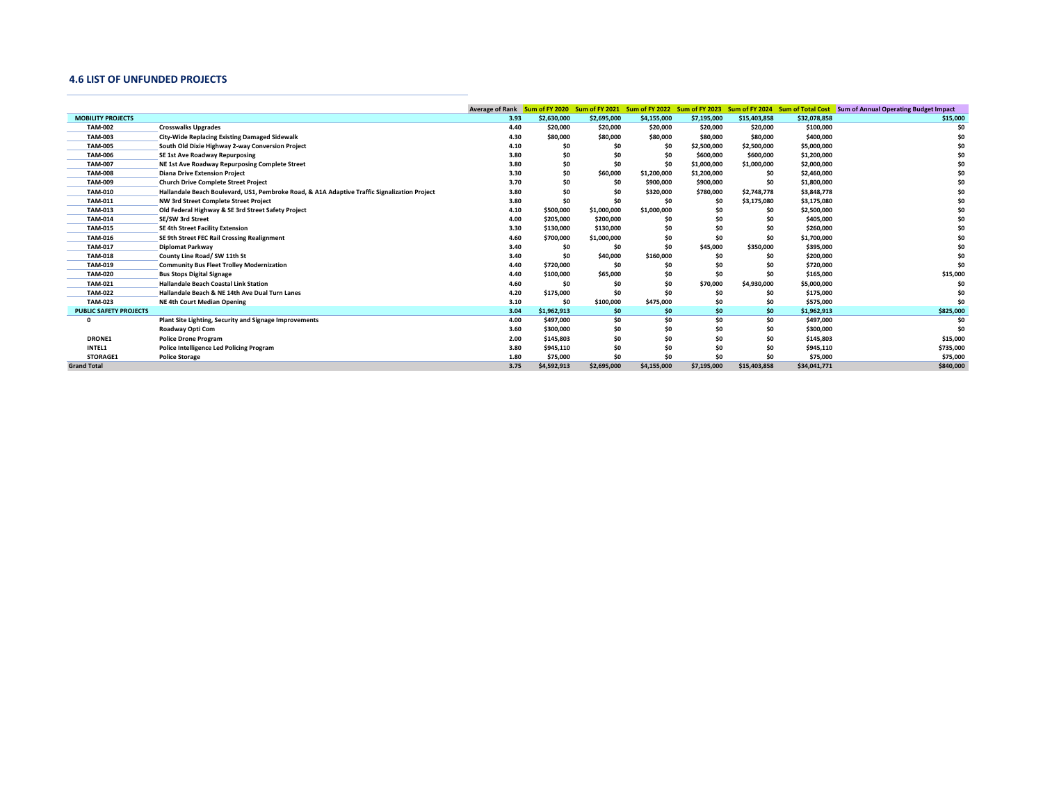## 4.6 LIST OF UNFUNDED PROJECTS

| | | Average of Rank | Sum of FY 2020 | Sum of FY 2021 | Sum of FY 2022 | Sum of FY 2023 | Sum of FY 2024 | Sum of Total Cost | Sum of Annual Operating Budget Impact |
|---|---|---|---|---|---|---|---|---|---|
| **MOBILITY PROJECTS** | | 3.93 | $2,630,000 | $2,695,000 | $4,155,000 | $7,195,000 | $15,403,858 | $32,078,858 | $15,000 |
| TAM-002 | Crosswalks Upgrades | 4.40 | $20,000 | $20,000 | $20,000 | $20,000 | $20,000 | $100,000 | $0 |
| TAM-003 | City-Wide Replacing Existing Damaged Sidewalk | 4.30 | $80,000 | $80,000 | $80,000 | $80,000 | $80,000 | $400,000 | $0 |
| TAM-005 | South Old Dixie Highway 2-way Conversion Project | 4.10 | $0 | $0 | $0 | $2,500,000 | $2,500,000 | $5,000,000 | $0 |
| TAM-006 | SE 1st Ave Roadway Repurposing | 3.80 | $0 | $0 | $0 | $600,000 | $600,000 | $1,200,000 | $0 |
| TAM-007 | NE 1st Ave Roadway Repurposing Complete Street | 3.80 | $0 | $0 | $0 | $1,000,000 | $1,000,000 | $2,000,000 | $0 |
| TAM-008 | Diana Drive Extension Project | 3.30 | $0 | $60,000 | $1,200,000 | $1,200,000 | $0 | $2,460,000 | $0 |
| TAM-009 | Church Drive Complete Street Project | 3.70 | $0 | $0 | $900,000 | $900,000 | $0 | $1,800,000 | $0 |
| TAM-010 | Hallandale Beach Boulevard, US1, Pembroke Road, & A1A Adaptive Traffic Signalization Project | 3.80 | $0 | $0 | $320,000 | $780,000 | $2,748,778 | $3,848,778 | $0 |
| TAM-011 | NW 3rd Street Complete Street Project | 3.80 | $0 | $0 | $0 | $0 | $3,175,080 | $3,175,080 | $0 |
| TAM-013 | Old Federal Highway & SE 3rd Street Safety Project | 4.10 | $500,000 | $1,000,000 | $1,000,000 | $0 | $0 | $2,500,000 | $0 |
| TAM-014 | SE/SW 3rd Street | 4.00 | $205,000 | $200,000 | $0 | $0 | $0 | $405,000 | $0 |
| TAM-015 | SE 4th Street Facility Extension | 3.30 | $130,000 | $130,000 | $0 | $0 | $0 | $260,000 | $0 |
| TAM-016 | SE 9th Street FEC Rail Crossing Realignment | 4.60 | $700,000 | $1,000,000 | $0 | $0 | $0 | $1,700,000 | $0 |
| TAM-017 | Diplomat Parkway | 3.40 | $0 | $0 | $0 | $45,000 | $350,000 | $395,000 | $0 |
| TAM-018 | County Line Road/ SW 11th St | 3.40 | $0 | $40,000 | $160,000 | $0 | $0 | $200,000 | $0 |
| TAM-019 | Community Bus Fleet Trolley Modernization | 4.40 | $720,000 | $0 | $0 | $0 | $0 | $720,000 | $0 |
| TAM-020 | Bus Stops Digital Signage | 4.40 | $100,000 | $65,000 | $0 | $0 | $0 | $165,000 | $15,000 |
| TAM-021 | Hallandale Beach Coastal Link Station | 4.60 | $0 | $0 | $0 | $70,000 | $4,930,000 | $5,000,000 | $0 |
| TAM-022 | Hallandale Beach & NE 14th Ave Dual Turn Lanes | 4.20 | $175,000 | $0 | $0 | $0 | $0 | $175,000 | $0 |
| TAM-023 | NE 4th Court Median Opening | 3.10 | $0 | $100,000 | $475,000 | $0 | $0 | $575,000 | $0 |
| **PUBLIC SAFETY PROJECTS** | | 3.04 | $1,962,913 | $0 | $0 | $0 | $0 | $1,962,913 | $825,000 |
| 0 | Plant Site Lighting, Security and Signage Improvements | 4.00 | $497,000 | $0 | $0 | $0 | $0 | $497,000 | $0 |
| | Roadway Opti Com | 3.60 | $300,000 | $0 | $0 | $0 | $0 | $300,000 | $0 |
| DRONE1 | Police Drone Program | 2.00 | $145,803 | $0 | $0 | $0 | $0 | $145,803 | $15,000 |
| INTEL1 | Police Intelligence Led Policing Program | 3.80 | $945,110 | $0 | $0 | $0 | $0 | $945,110 | $735,000 |
| STORAGE1 | Police Storage | 1.80 | $75,000 | $0 | $0 | $0 | $0 | $75,000 | $75,000 |
| **Grand Total** | | 3.75 | $4,592,913 | $2,695,000 | $4,155,000 | $7,195,000 | $15,403,858 | $34,041,771 | $840,000 |